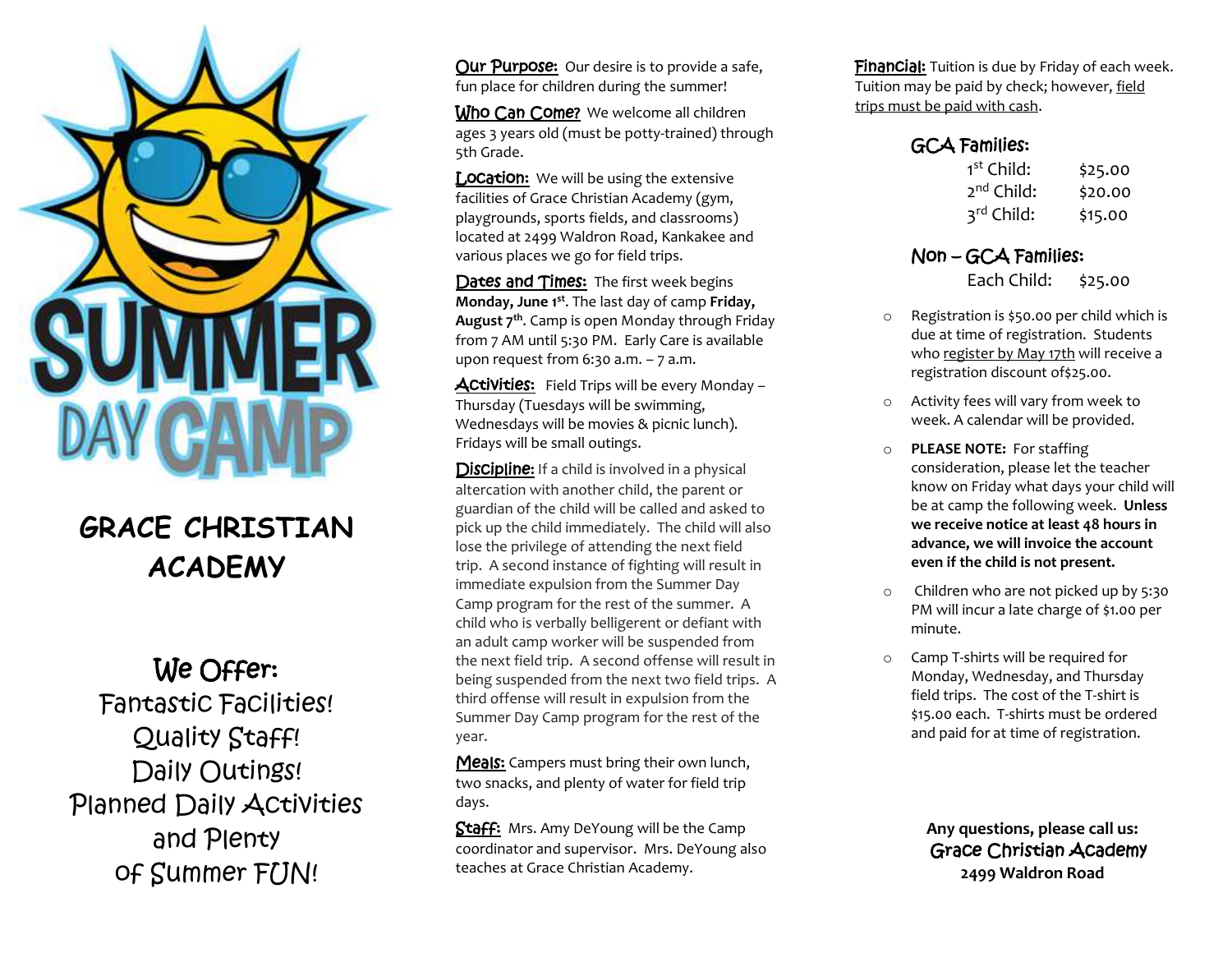# SUMMER DAY CAMP

## GRACE CHRISTIAN ACADEMY

### We Offer:

Fantastic Facilities!
Quality Staff!
Daily Outings!
Planned Daily Activities and Plenty of Summer FUN!

**Our Purpose:** Our desire is to provide a safe, fun place for children during the summer!

**Who Can Come?** We welcome all children ages 3 years old (must be potty-trained) through 5th Grade.

**Location:** We will be using the extensive facilities of Grace Christian Academy (gym, playgrounds, sports fields, and classrooms) located at 2499 Waldron Road, Kankakee and various places we go for field trips.

**Dates and Times:** The first week begins **Monday, June 1st**. The last day of camp **Friday, August 7th**. Camp is open Monday through Friday from 7 AM until 5:30 PM. Early Care is available upon request from 6:30 a.m. – 7 a.m.

**Activities:** Field Trips will be every Monday – Thursday (Tuesdays will be swimming, Wednesdays will be movies & picnic lunch). Fridays will be small outings.

**Discipline:** If a child is involved in a physical altercation with another child, the parent or guardian of the child will be called and asked to pick up the child immediately. The child will also lose the privilege of attending the next field trip. A second instance of fighting will result in immediate expulsion from the Summer Day Camp program for the rest of the summer. A child who is verbally belligerent or defiant with an adult camp worker will be suspended from the next field trip. A second offense will result in being suspended from the next two field trips. A third offense will result in expulsion from the Summer Day Camp program for the rest of the year.

**Meals:** Campers must bring their own lunch, two snacks, and plenty of water for field trip days.

**Staff:** Mrs. Amy DeYoung will be the Camp coordinator and supervisor. Mrs. DeYoung also teaches at Grace Christian Academy.

**Financial:** Tuition is due by Friday of each week. Tuition may be paid by check; however, field trips must be paid with cash.

**GCA Families:**

| | |
|---|---|
| 1st Child: | $25.00 |
| 2nd Child: | $20.00 |
| 3rd Child: | $15.00 |

**Non – GCA Families:**

| | |
|---|---|
| Each Child: | $25.00 |

- Registration is $50.00 per child which is due at time of registration. Students who register by May 17th will receive a registration discount of$25.00.
- Activity fees will vary from week to week. A calendar will be provided.
- **PLEASE NOTE:** For staffing consideration, please let the teacher know on Friday what days your child will be at camp the following week. **Unless we receive notice at least 48 hours in advance, we will invoice the account even if the child is not present.**
- Children who are not picked up by 5:30 PM will incur a late charge of $1.00 per minute.
- Camp T-shirts will be required for Monday, Wednesday, and Thursday field trips. The cost of the T-shirt is $15.00 each. T-shirts must be ordered and paid for at time of registration.

**Any questions, please call us:**
Grace Christian Academy
**2499 Waldron Road**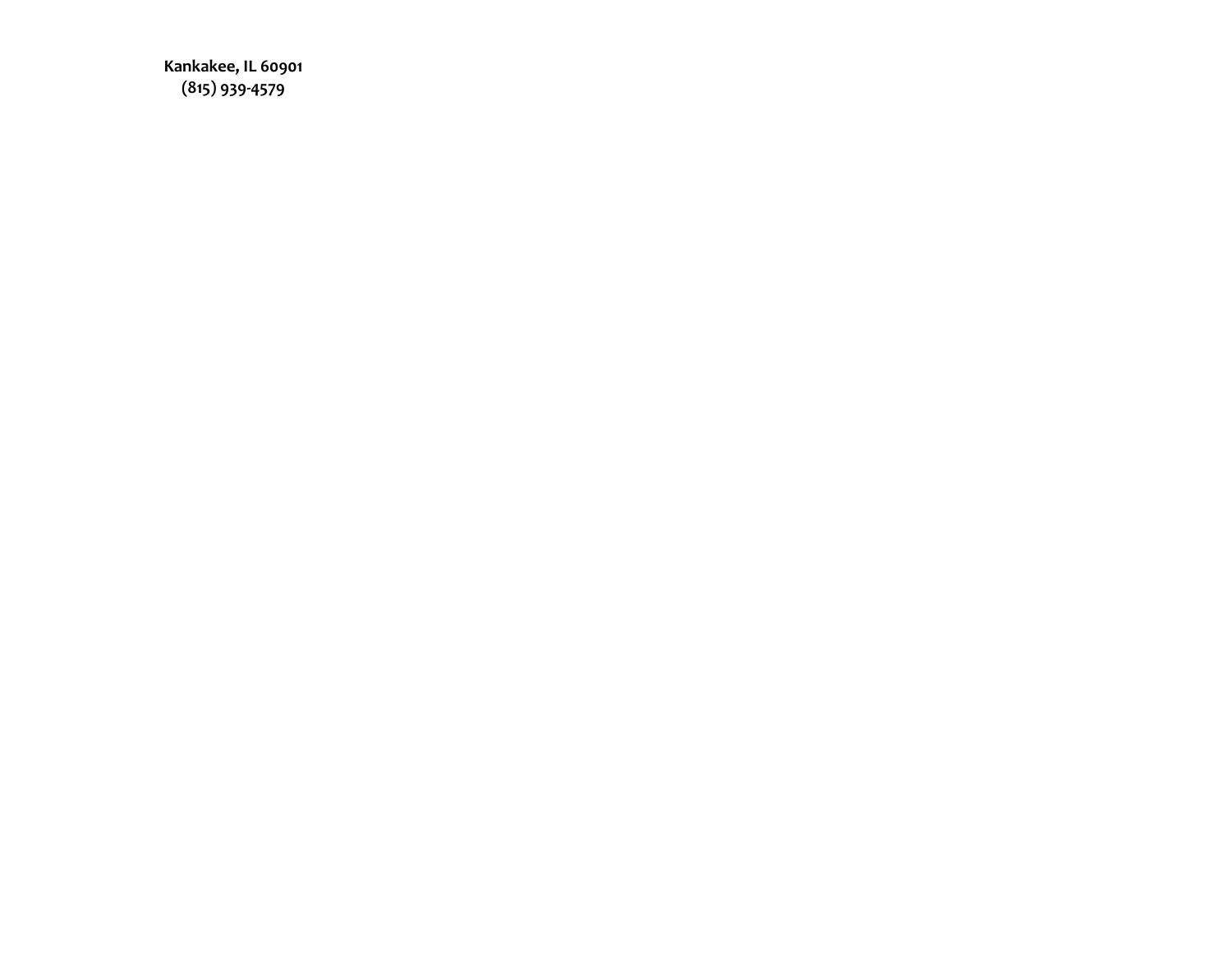**Kankakee, IL 60901**
**(815) 939-4579**